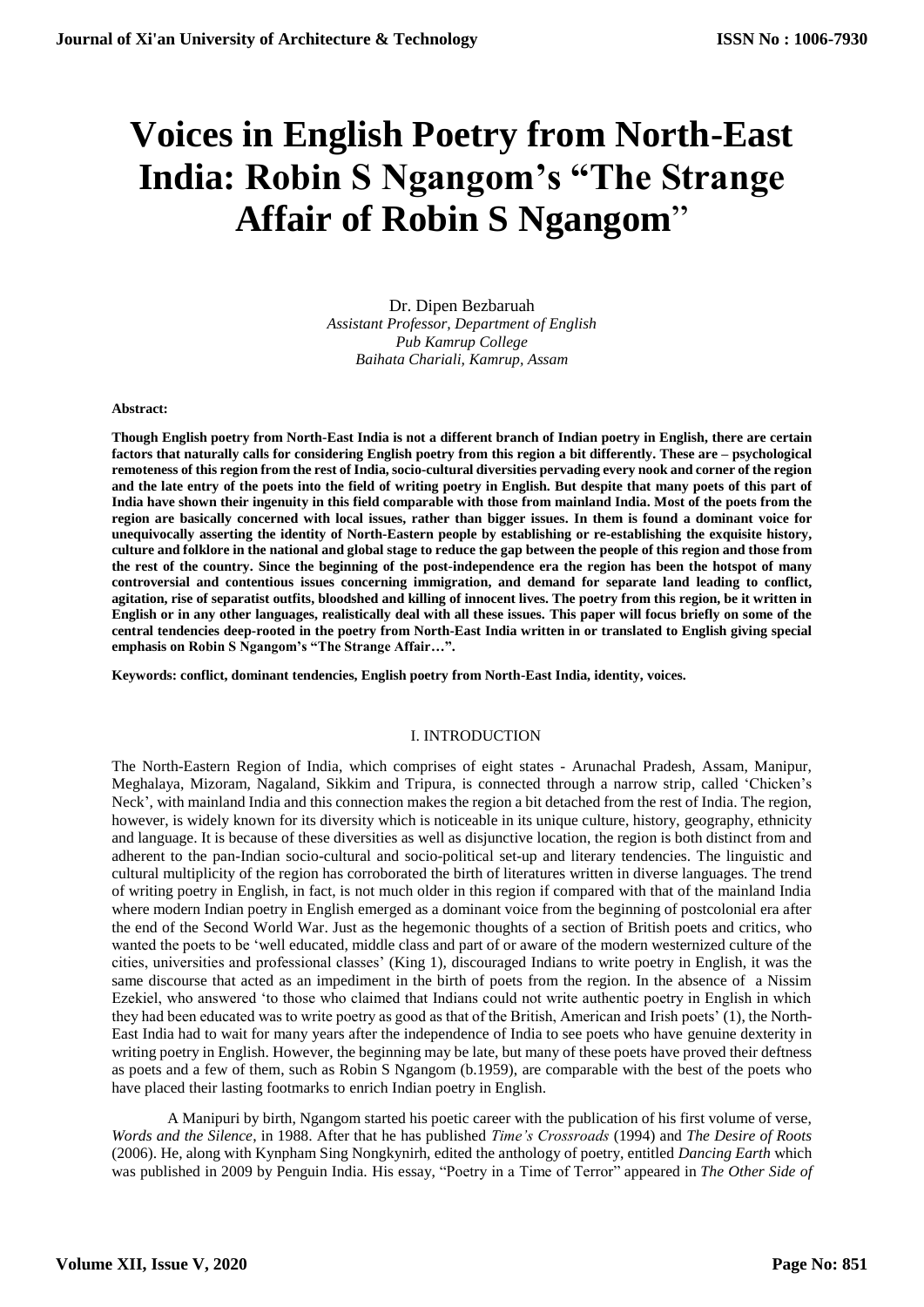# Voices in English Poetry from North-East India: Robin S Ngangom's "The Strange Affair of Robin S Ngangom"

Dr. Dipen Bezbaruah
*Assistant Professor, Department of English*
*Pub Kamrup College*
*Baihata Chariali, Kamrup, Assam*

**Abstract:**

**Though English poetry from North-East India is not a different branch of Indian poetry in English, there are certain factors that naturally calls for considering English poetry from this region a bit differently. These are – psychological remoteness of this region from the rest of India, socio-cultural diversities pervading every nook and corner of the region and the late entry of the poets into the field of writing poetry in English. But despite that many poets of this part of India have shown their ingenuity in this field comparable with those from mainland India. Most of the poets from the region are basically concerned with local issues, rather than bigger issues. In them is found a dominant voice for unequivocally asserting the identity of North-Eastern people by establishing or re-establishing the exquisite history, culture and folklore in the national and global stage to reduce the gap between the people of this region and those from the rest of the country. Since the beginning of the post-independence era the region has been the hotspot of many controversial and contentious issues concerning immigration, and demand for separate land leading to conflict, agitation, rise of separatist outfits, bloodshed and killing of innocent lives. The poetry from this region, be it written in English or in any other languages, realistically deal with all these issues. This paper will focus briefly on some of the central tendencies deep-rooted in the poetry from North-East India written in or translated to English giving special emphasis on Robin S Ngangom's "The Strange Affair…".**

**Keywords: conflict, dominant tendencies, English poetry from North-East India, identity, voices.**

## I. INTRODUCTION

The North-Eastern Region of India, which comprises of eight states - Arunachal Pradesh, Assam, Manipur, Meghalaya, Mizoram, Nagaland, Sikkim and Tripura, is connected through a narrow strip, called 'Chicken's Neck', with mainland India and this connection makes the region a bit detached from the rest of India. The region, however, is widely known for its diversity which is noticeable in its unique culture, history, geography, ethnicity and language. It is because of these diversities as well as disjunctive location, the region is both distinct from and adherent to the pan-Indian socio-cultural and socio-political set-up and literary tendencies. The linguistic and cultural multiplicity of the region has corroborated the birth of literatures written in diverse languages. The trend of writing poetry in English, in fact, is not much older in this region if compared with that of the mainland India where modern Indian poetry in English emerged as a dominant voice from the beginning of postcolonial era after the end of the Second World War. Just as the hegemonic thoughts of a section of British poets and critics, who wanted the poets to be 'well educated, middle class and part of or aware of the modern westernized culture of the cities, universities and professional classes' (King 1), discouraged Indians to write poetry in English, it was the same discourse that acted as an impediment in the birth of poets from the region. In the absence of a Nissim Ezekiel, who answered 'to those who claimed that Indians could not write authentic poetry in English in which they had been educated was to write poetry as good as that of the British, American and Irish poets' (1), the North-East India had to wait for many years after the independence of India to see poets who have genuine dexterity in writing poetry in English. However, the beginning may be late, but many of these poets have proved their deftness as poets and a few of them, such as Robin S Ngangom (b.1959), are comparable with the best of the poets who have placed their lasting footmarks to enrich Indian poetry in English.

A Manipuri by birth, Ngangom started his poetic career with the publication of his first volume of verse, *Words and the Silence*, in 1988. After that he has published *Time's Crossroads* (1994) and *The Desire of Roots* (2006). He, along with Kynpham Sing Nongkynirh, edited the anthology of poetry, entitled *Dancing Earth* which was published in 2009 by Penguin India. His essay, "Poetry in a Time of Terror" appeared in *The Other Side of*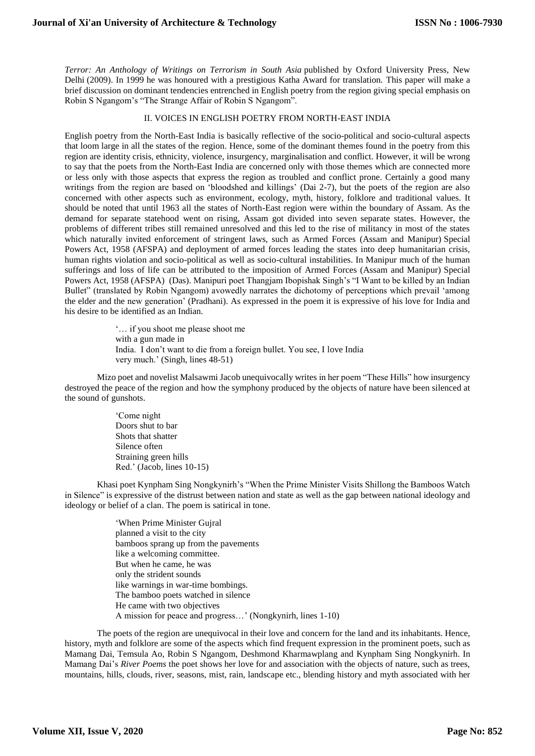*Terror: An Anthology of Writings on Terrorism in South Asia* published by Oxford University Press, New Delhi (2009). In 1999 he was honoured with a prestigious Katha Award for translation. This paper will make a brief discussion on dominant tendencies entrenched in English poetry from the region giving special emphasis on Robin S Ngangom's "The Strange Affair of Robin S Ngangom".

## II. VOICES IN ENGLISH POETRY FROM NORTH-EAST INDIA

English poetry from the North-East India is basically reflective of the socio-political and socio-cultural aspects that loom large in all the states of the region. Hence, some of the dominant themes found in the poetry from this region are identity crisis, ethnicity, violence, insurgency, marginalisation and conflict. However, it will be wrong to say that the poets from the North-East India are concerned only with those themes which are connected more or less only with those aspects that express the region as troubled and conflict prone. Certainly a good many writings from the region are based on 'bloodshed and killings' (Dai 2-7), but the poets of the region are also concerned with other aspects such as environment, ecology, myth, history, folklore and traditional values. It should be noted that until 1963 all the states of North-East region were within the boundary of Assam. As the demand for separate statehood went on rising, Assam got divided into seven separate states. However, the problems of different tribes still remained unresolved and this led to the rise of militancy in most of the states which naturally invited enforcement of stringent laws, such as Armed Forces (Assam and Manipur) Special Powers Act, 1958 (AFSPA) and deployment of armed forces leading the states into deep humanitarian crisis, human rights violation and socio-political as well as socio-cultural instabilities. In Manipur much of the human sufferings and loss of life can be attributed to the imposition of Armed Forces (Assam and Manipur) Special Powers Act, 1958 (AFSPA) (Das). Manipuri poet Thangjam Ibopishak Singh's "I Want to be killed by an Indian Bullet" (translated by Robin Ngangom) avowedly narrates the dichotomy of perceptions which prevail 'among the elder and the new generation' (Pradhani). As expressed in the poem it is expressive of his love for India and his desire to be identified as an Indian.

> '… if you shoot me please shoot me
> with a gun made in
> India. I don't want to die from a foreign bullet. You see, I love India
> very much.' (Singh, lines 48-51)

Mizo poet and novelist Malsawmi Jacob unequivocally writes in her poem "These Hills" how insurgency destroyed the peace of the region and how the symphony produced by the objects of nature have been silenced at the sound of gunshots.

> 'Come night
> Doors shut to bar
> Shots that shatter
> Silence often
> Straining green hills
> Red.' (Jacob, lines 10-15)

Khasi poet Kynpham Sing Nongkynirh's "When the Prime Minister Visits Shillong the Bamboos Watch in Silence" is expressive of the distrust between nation and state as well as the gap between national ideology and ideology or belief of a clan. The poem is satirical in tone.

> 'When Prime Minister Gujral
> planned a visit to the city
> bamboos sprang up from the pavements
> like a welcoming committee.
> But when he came, he was
> only the strident sounds
> like warnings in war-time bombings.
> The bamboo poets watched in silence
> He came with two objectives
> A mission for peace and progress…' (Nongkynirh, lines 1-10)

The poets of the region are unequivocal in their love and concern for the land and its inhabitants. Hence, history, myth and folklore are some of the aspects which find frequent expression in the prominent poets, such as Mamang Dai, Temsula Ao, Robin S Ngangom, Deshmond Kharmawplang and Kynpham Sing Nongkynirh. In Mamang Dai's *River Poems* the poet shows her love for and association with the objects of nature, such as trees, mountains, hills, clouds, river, seasons, mist, rain, landscape etc., blending history and myth associated with her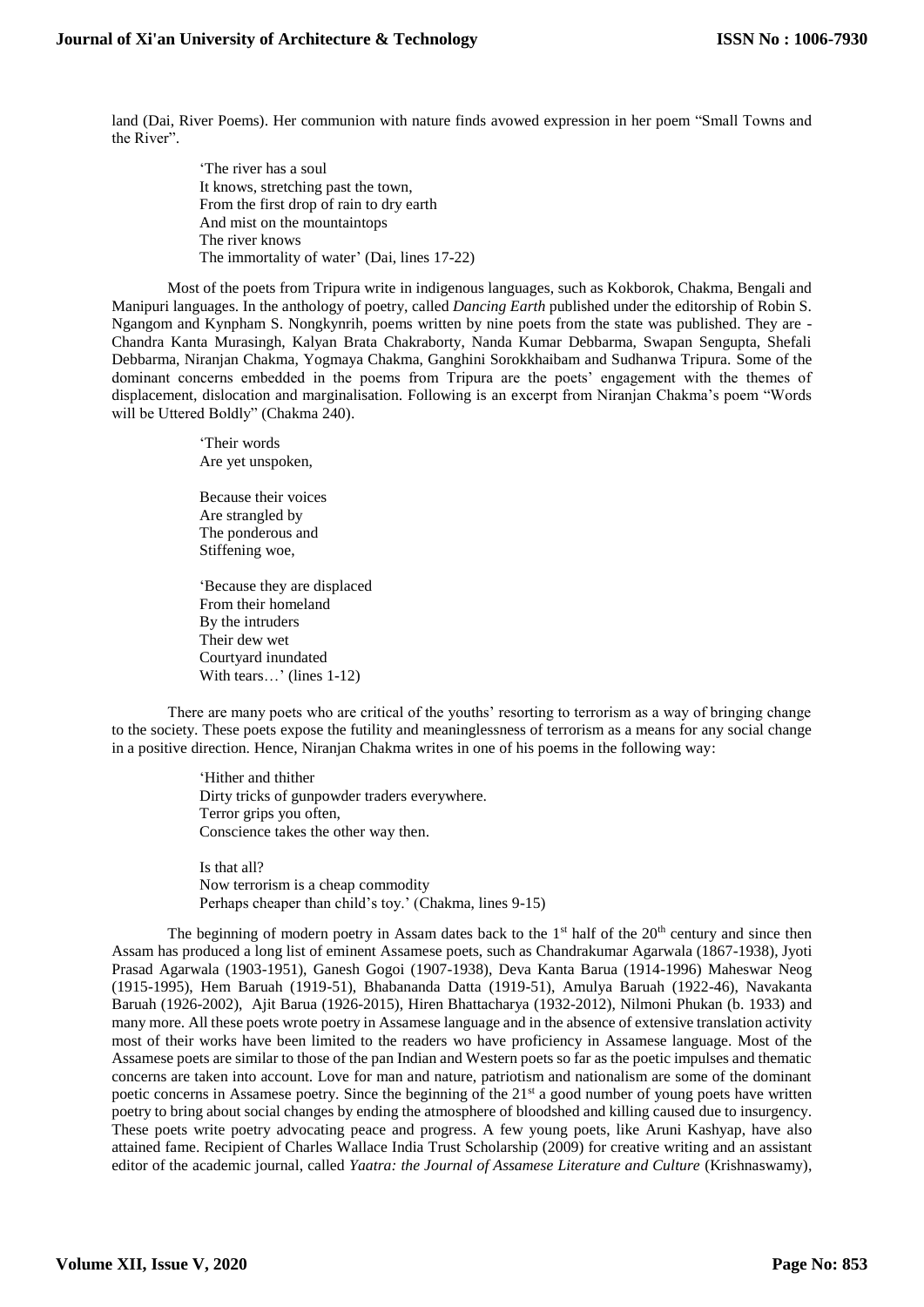land (Dai, River Poems). Her communion with nature finds avowed expression in her poem "Small Towns and the River".

> 'The river has a soul  
> It knows, stretching past the town,  
> From the first drop of rain to dry earth  
> And mist on the mountaintops  
> The river knows  
> The immortality of water' (Dai, lines 17-22)

Most of the poets from Tripura write in indigenous languages, such as Kokborok, Chakma, Bengali and Manipuri languages. In the anthology of poetry, called *Dancing Earth* published under the editorship of Robin S. Ngangom and Kynpham S. Nongkynrih, poems written by nine poets from the state was published. They are - Chandra Kanta Murasingh, Kalyan Brata Chakraborty, Nanda Kumar Debbarma, Swapan Sengupta, Shefali Debbarma, Niranjan Chakma, Yogmaya Chakma, Ganghini Sorokkhaibam and Sudhanwa Tripura. Some of the dominant concerns embedded in the poems from Tripura are the poets' engagement with the themes of displacement, dislocation and marginalisation. Following is an excerpt from Niranjan Chakma's poem "Words will be Uttered Boldly" (Chakma 240).

> 'Their words  
> Are yet unspoken,
>
> Because their voices  
> Are strangled by  
> The ponderous and  
> Stiffening woe,
>
> 'Because they are displaced  
> From their homeland  
> By the intruders  
> Their dew wet  
> Courtyard inundated  
> With tears…' (lines 1-12)

There are many poets who are critical of the youths' resorting to terrorism as a way of bringing change to the society. These poets expose the futility and meaninglessness of terrorism as a means for any social change in a positive direction. Hence, Niranjan Chakma writes in one of his poems in the following way:

> 'Hither and thither  
> Dirty tricks of gunpowder traders everywhere.  
> Terror grips you often,  
> Conscience takes the other way then.
>
> Is that all?  
> Now terrorism is a cheap commodity  
> Perhaps cheaper than child's toy.' (Chakma, lines 9-15)

The beginning of modern poetry in Assam dates back to the 1st half of the 20th century and since then Assam has produced a long list of eminent Assamese poets, such as Chandrakumar Agarwala (1867-1938), Jyoti Prasad Agarwala (1903-1951), Ganesh Gogoi (1907-1938), Deva Kanta Barua (1914-1996) Maheswar Neog (1915-1995), Hem Baruah (1919-51), Bhabananda Datta (1919-51), Amulya Baruah (1922-46), Navakanta Baruah (1926-2002), Ajit Barua (1926-2015), Hiren Bhattacharya (1932-2012), Nilmoni Phukan (b. 1933) and many more. All these poets wrote poetry in Assamese language and in the absence of extensive translation activity most of their works have been limited to the readers wo have proficiency in Assamese language. Most of the Assamese poets are similar to those of the pan Indian and Western poets so far as the poetic impulses and thematic concerns are taken into account. Love for man and nature, patriotism and nationalism are some of the dominant poetic concerns in Assamese poetry. Since the beginning of the 21st a good number of young poets have written poetry to bring about social changes by ending the atmosphere of bloodshed and killing caused due to insurgency. These poets write poetry advocating peace and progress. A few young poets, like Aruni Kashyap, have also attained fame. Recipient of Charles Wallace India Trust Scholarship (2009) for creative writing and an assistant editor of the academic journal, called *Yaatra: the Journal of Assamese Literature and Culture* (Krishnaswamy),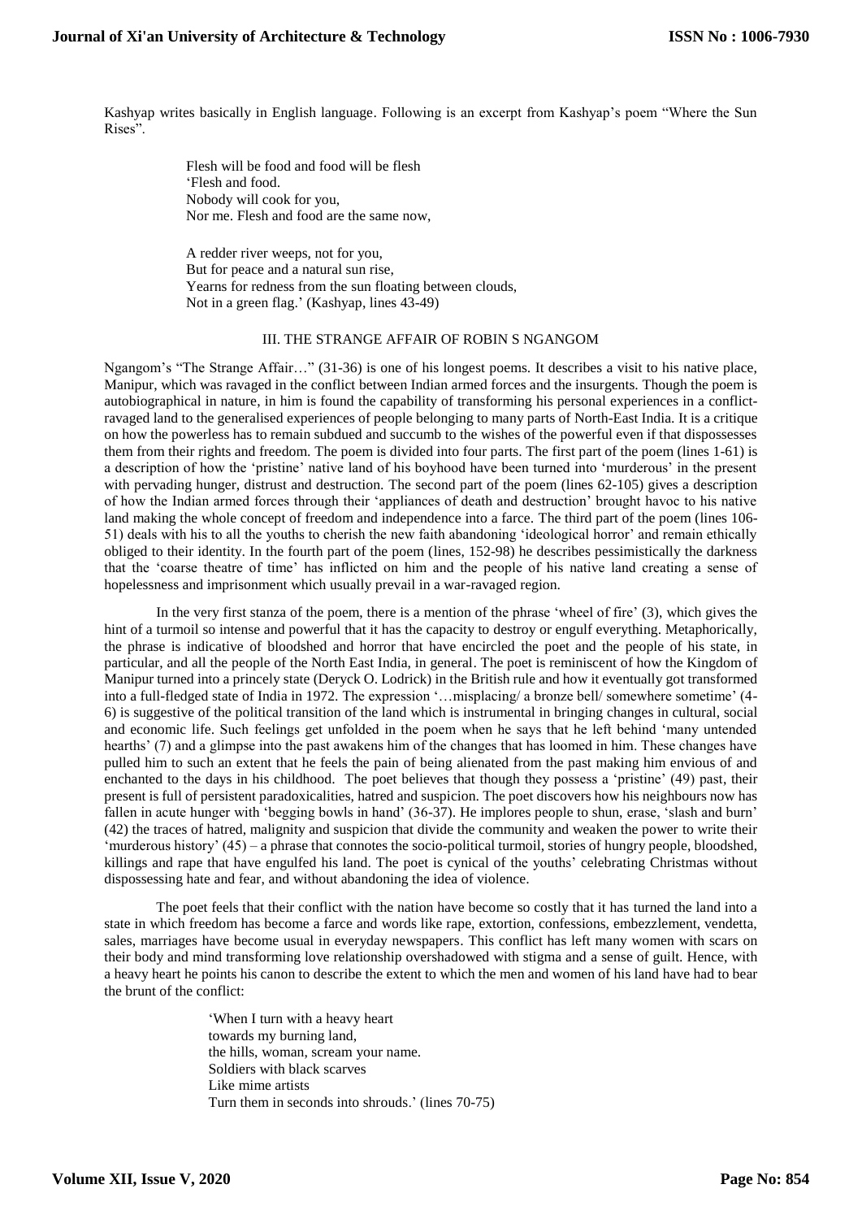Kashyap writes basically in English language. Following is an excerpt from Kashyap's poem "Where the Sun Rises".

> Flesh will be food and food will be flesh
> 'Flesh and food.
> Nobody will cook for you,
> Nor me. Flesh and food are the same now,
>
> A redder river weeps, not for you,
> But for peace and a natural sun rise,
> Yearns for redness from the sun floating between clouds,
> Not in a green flag.' (Kashyap, lines 43-49)

### III. THE STRANGE AFFAIR OF ROBIN S NGANGOM

Ngangom's "The Strange Affair…" (31-36) is one of his longest poems. It describes a visit to his native place, Manipur, which was ravaged in the conflict between Indian armed forces and the insurgents. Though the poem is autobiographical in nature, in him is found the capability of transforming his personal experiences in a conflict-ravaged land to the generalised experiences of people belonging to many parts of North-East India. It is a critique on how the powerless has to remain subdued and succumb to the wishes of the powerful even if that dispossesses them from their rights and freedom. The poem is divided into four parts. The first part of the poem (lines 1-61) is a description of how the 'pristine' native land of his boyhood have been turned into 'murderous' in the present with pervading hunger, distrust and destruction. The second part of the poem (lines 62-105) gives a description of how the Indian armed forces through their 'appliances of death and destruction' brought havoc to his native land making the whole concept of freedom and independence into a farce. The third part of the poem (lines 106-51) deals with his to all the youths to cherish the new faith abandoning 'ideological horror' and remain ethically obliged to their identity. In the fourth part of the poem (lines, 152-98) he describes pessimistically the darkness that the 'coarse theatre of time' has inflicted on him and the people of his native land creating a sense of hopelessness and imprisonment which usually prevail in a war-ravaged region.

In the very first stanza of the poem, there is a mention of the phrase 'wheel of fire' (3), which gives the hint of a turmoil so intense and powerful that it has the capacity to destroy or engulf everything. Metaphorically, the phrase is indicative of bloodshed and horror that have encircled the poet and the people of his state, in particular, and all the people of the North East India, in general. The poet is reminiscent of how the Kingdom of Manipur turned into a princely state (Deryck O. Lodrick) in the British rule and how it eventually got transformed into a full-fledged state of India in 1972. The expression '…misplacing/ a bronze bell/ somewhere sometime' (4-6) is suggestive of the political transition of the land which is instrumental in bringing changes in cultural, social and economic life. Such feelings get unfolded in the poem when he says that he left behind 'many untended hearths' (7) and a glimpse into the past awakens him of the changes that has loomed in him. These changes have pulled him to such an extent that he feels the pain of being alienated from the past making him envious of and enchanted to the days in his childhood. The poet believes that though they possess a 'pristine' (49) past, their present is full of persistent paradoxicalities, hatred and suspicion. The poet discovers how his neighbours now has fallen in acute hunger with 'begging bowls in hand' (36-37). He implores people to shun, erase, 'slash and burn' (42) the traces of hatred, malignity and suspicion that divide the community and weaken the power to write their 'murderous history' (45) – a phrase that connotes the socio-political turmoil, stories of hungry people, bloodshed, killings and rape that have engulfed his land. The poet is cynical of the youths' celebrating Christmas without dispossessing hate and fear, and without abandoning the idea of violence.

The poet feels that their conflict with the nation have become so costly that it has turned the land into a state in which freedom has become a farce and words like rape, extortion, confessions, embezzlement, vendetta, sales, marriages have become usual in everyday newspapers. This conflict has left many women with scars on their body and mind transforming love relationship overshadowed with stigma and a sense of guilt. Hence, with a heavy heart he points his canon to describe the extent to which the men and women of his land have had to bear the brunt of the conflict:

> 'When I turn with a heavy heart
> towards my burning land,
> the hills, woman, scream your name.
> Soldiers with black scarves
> Like mime artists
> Turn them in seconds into shrouds.' (lines 70-75)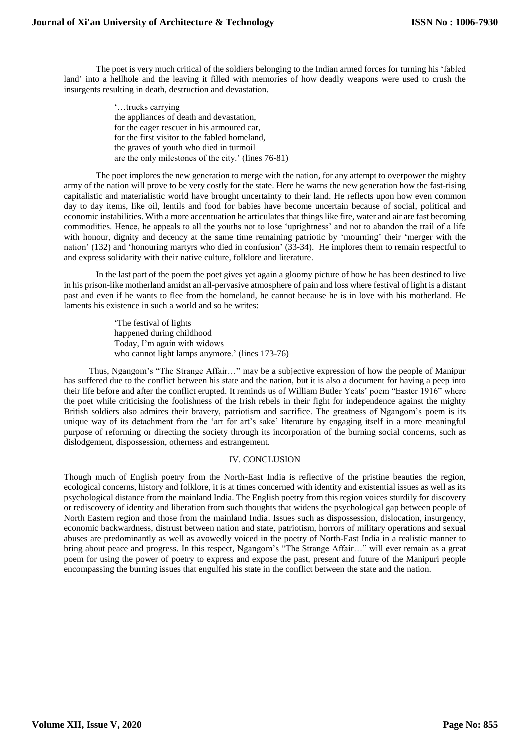The poet is very much critical of the soldiers belonging to the Indian armed forces for turning his 'fabled land' into a hellhole and the leaving it filled with memories of how deadly weapons were used to crush the insurgents resulting in death, destruction and devastation.

> '…trucks carrying
> the appliances of death and devastation,
> for the eager rescuer in his armoured car,
> for the first visitor to the fabled homeland,
> the graves of youth who died in turmoil
> are the only milestones of the city.' (lines 76-81)

The poet implores the new generation to merge with the nation, for any attempt to overpower the mighty army of the nation will prove to be very costly for the state. Here he warns the new generation how the fast-rising capitalistic and materialistic world have brought uncertainty to their land. He reflects upon how even common day to day items, like oil, lentils and food for babies have become uncertain because of social, political and economic instabilities. With a more accentuation he articulates that things like fire, water and air are fast becoming commodities. Hence, he appeals to all the youths not to lose 'uprightness' and not to abandon the trail of a life with honour, dignity and decency at the same time remaining patriotic by 'mourning' their 'merger with the nation' (132) and 'honouring martyrs who died in confusion' (33-34). He implores them to remain respectful to and express solidarity with their native culture, folklore and literature.

In the last part of the poem the poet gives yet again a gloomy picture of how he has been destined to live in his prison-like motherland amidst an all-pervasive atmosphere of pain and loss where festival of light is a distant past and even if he wants to flee from the homeland, he cannot because he is in love with his motherland. He laments his existence in such a world and so he writes:

> 'The festival of lights
> happened during childhood
> Today, I'm again with widows
> who cannot light lamps anymore.' (lines 173-76)

Thus, Ngangom's "The Strange Affair…" may be a subjective expression of how the people of Manipur has suffered due to the conflict between his state and the nation, but it is also a document for having a peep into their life before and after the conflict erupted. It reminds us of William Butler Yeats' poem "Easter 1916" where the poet while criticising the foolishness of the Irish rebels in their fight for independence against the mighty British soldiers also admires their bravery, patriotism and sacrifice. The greatness of Ngangom's poem is its unique way of its detachment from the 'art for art's sake' literature by engaging itself in a more meaningful purpose of reforming or directing the society through its incorporation of the burning social concerns, such as dislodgement, dispossession, otherness and estrangement.

## IV. CONCLUSION

Though much of English poetry from the North-East India is reflective of the pristine beauties the region, ecological concerns, history and folklore, it is at times concerned with identity and existential issues as well as its psychological distance from the mainland India. The English poetry from this region voices sturdily for discovery or rediscovery of identity and liberation from such thoughts that widens the psychological gap between people of North Eastern region and those from the mainland India. Issues such as dispossession, dislocation, insurgency, economic backwardness, distrust between nation and state, patriotism, horrors of military operations and sexual abuses are predominantly as well as avowedly voiced in the poetry of North-East India in a realistic manner to bring about peace and progress. In this respect, Ngangom's "The Strange Affair…" will ever remain as a great poem for using the power of poetry to express and expose the past, present and future of the Manipuri people encompassing the burning issues that engulfed his state in the conflict between the state and the nation.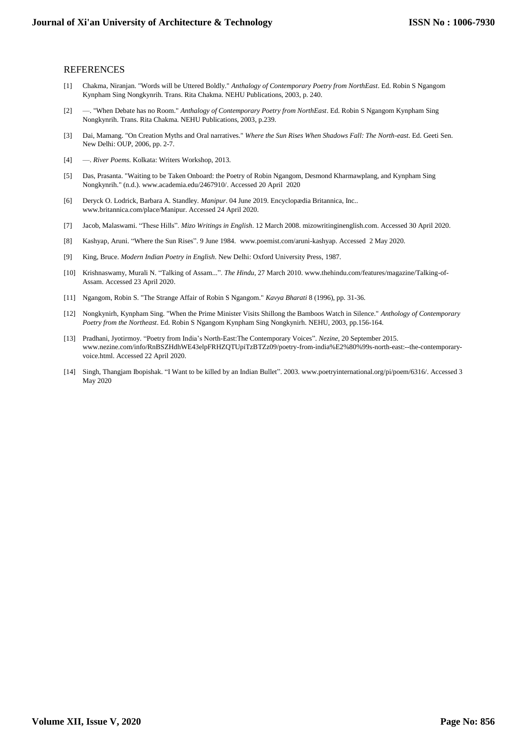## REFERENCES

[1] Chakma, Niranjan. "Words will be Uttered Boldly." *Anthalogy of Contemporary Poetry from NorthEast*. Ed. Robin S Ngangom Kynpham Sing Nongkynrih. Trans. Rita Chakma. NEHU Publications, 2003, p. 240.

[2] —. "When Debate has no Room." *Anthalogy of Contemporary Poetry from NorthEast*. Ed. Robin S Ngangom Kynpham Sing Nongkynrih. Trans. Rita Chakma. NEHU Publications, 2003, p.239.

[3] Dai, Mamang. "On Creation Myths and Oral narratives." *Where the Sun Rises When Shadows Fall: The North-east*. Ed. Geeti Sen. New Delhi: OUP, 2006, pp. 2-7.

[4] —. *River Poems*. Kolkata: Writers Workshop, 2013.

[5] Das, Prasanta. "Waiting to be Taken Onboard: the Poetry of Robin Ngangom, Desmond Kharmawplang, and Kynpham Sing Nongkynrih." (n.d.). www.academia.edu/2467910/. Accessed 20 April 2020

[6] Deryck O. Lodrick, Barbara A. Standley. *Manipur*. 04 June 2019. Encyclopædia Britannica, Inc.. www.britannica.com/place/Manipur. Accessed 24 April 2020.

[7] Jacob, Malaswami. "These Hills". *Mizo Writings in English*. 12 March 2008. mizowritinginenglish.com. Accessed 30 April 2020.

[8] Kashyap, Aruni. "Where the Sun Rises". 9 June 1984. www.poemist.com/aruni-kashyap. Accessed 2 May 2020.

[9] King, Bruce. *Modern Indian Poetry in English*. New Delhi: Oxford University Press, 1987.

[10] Krishnaswamy, Murali N. "Talking of Assam...". *The Hindu*, 27 March 2010. www.thehindu.com/features/magazine/Talking-of-Assam. Accessed 23 April 2020.

[11] Ngangom, Robin S. "The Strange Affair of Robin S Ngangom." *Kavya Bharati* 8 (1996), pp. 31-36.

[12] Nongkynirh, Kynpham Sing. "When the Prime Minister Visits Shillong the Bamboos Watch in Silence." *Anthology of Contemporary Poetry from the Northeast*. Ed. Robin S Ngangom Kynpham Sing Nongkynirh. NEHU, 2003, pp.156-164.

[13] Pradhani, Jyotirmoy. "Poetry from India's North-East:The Contemporary Voices". *Nezine*, 20 September 2015. www.nezine.com/info/RnBSZHdhWE43elpFRHZQTUpiTzBTZz09/poetry-from-india%E2%80%99s-north-east:--the-contemporary-voice.html. Accessed 22 April 2020.

[14] Singh, Thangjam Ibopishak. "I Want to be killed by an Indian Bullet". 2003. www.poetryinternational.org/pi/poem/6316/. Accessed 3 May 2020